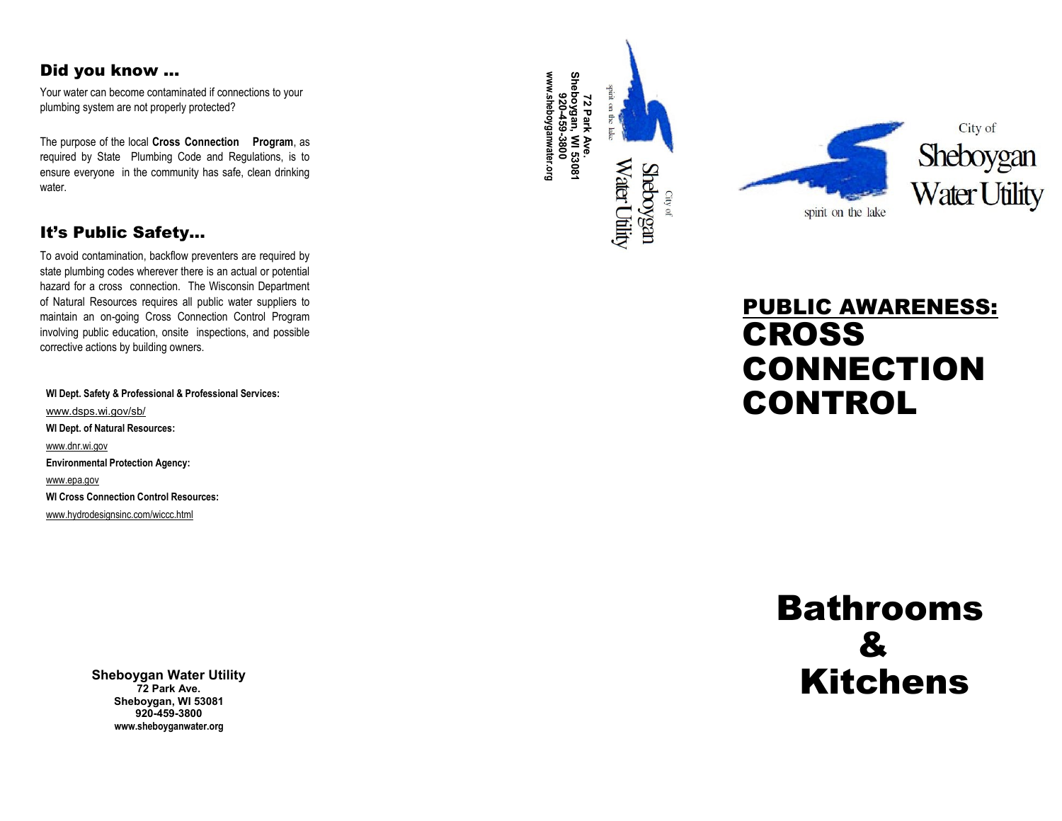## Did you know …

Your water can become contaminated if connections to your plumbing system are not properly protected?

The purpose of the local **Cross Connection Program**, as required by State Plumbing Code and Regulations, is to ensure everyone in the community has safe, clean drinking water.

## It's Public Safety…

To avoid contamination, backflow preventers are required by state plumbing codes wherever there is an actual or potential hazard for a cross connection. The Wisconsin Department of Natural Resources requires all public water suppliers to maintain an on-going Cross Connection Control Program involving public education, onsite inspections, and possible corrective actions by building owners.

**WI Dept. Safety & Professional & Professional Services:**
www.dsps.wi.gov/sb/

**WI Dept. of Natural Resources:**
www.dnr.wi.gov

**Environmental Protection Agency:**
www.epa.gov

**WI Cross Connection Control Resources:**
www.hydrodesignsinc.com/wiccc.html

**Sheboygan Water Utility**
**72 Park Ave.**
**Sheboygan, WI 53081**
**920-459-3800**
**www.sheboyganwater.org**

spirit on the lake

City of Sheboygan Water Utility

**72 Park Ave.**
**Sheboygan, WI 53081**
**920-459-3800**
**www.sheboyganwater.org**

spirit on the lake

City of Sheboygan Water Utility

# PUBLIC AWARENESS: CROSS CONNECTION CONTROL

# Bathrooms & Kitchens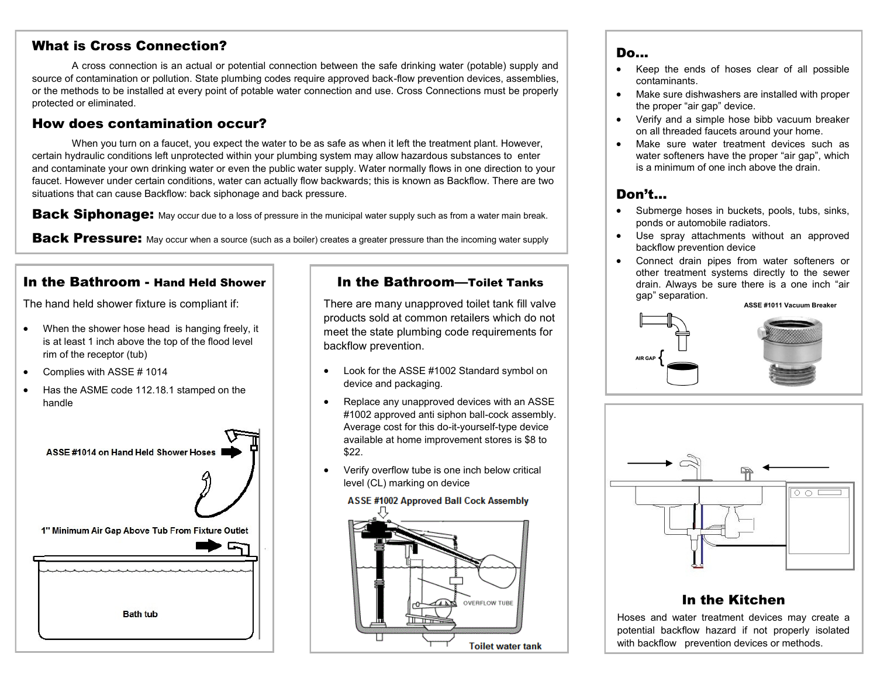## What is Cross Connection?

A cross connection is an actual or potential connection between the safe drinking water (potable) supply and source of contamination or pollution. State plumbing codes require approved back-flow prevention devices, assemblies, or the methods to be installed at every point of potable water connection and use. Cross Connections must be properly protected or eliminated.

## How does contamination occur?

When you turn on a faucet, you expect the water to be as safe as when it left the treatment plant. However, certain hydraulic conditions left unprotected within your plumbing system may allow hazardous substances to enter and contaminate your own drinking water or even the public water supply. Water normally flows in one direction to your faucet. However under certain conditions, water can actually flow backwards; this is known as Backflow. There are two situations that can cause Backflow: back siphonage and back pressure.

**Back Siphonage:** May occur due to a loss of pressure in the municipal water supply such as from a water main break.

**Back Pressure:** May occur when a source (such as a boiler) creates a greater pressure than the incoming water supply

## In the Bathroom - Hand Held Shower

The hand held shower fixture is compliant if:

- When the shower hose head is hanging freely, it is at least 1 inch above the top of the flood level rim of the receptor (tub)
- Complies with ASSE # 1014
- Has the ASME code 112.18.1 stamped on the handle

ASSE #1014 on Hand Held Shower Hoses

1" Minimum Air Gap Above Tub From Fixture Outlet

Bath tub

## In the Bathroom—Toilet Tanks

There are many unapproved toilet tank fill valve products sold at common retailers which do not meet the state plumbing code requirements for backflow prevention.

- Look for the ASSE #1002 Standard symbol on device and packaging.
- Replace any unapproved devices with an ASSE #1002 approved anti siphon ball-cock assembly. Average cost for this do-it-yourself-type device available at home improvement stores is $8 to $22.
- Verify overflow tube is one inch below critical level (CL) marking on device

ASSE #1002 Approved Ball Cock Assembly

OVERFLOW TUBE

Toilet water tank

## Do...

- Keep the ends of hoses clear of all possible contaminants.
- Make sure dishwashers are installed with proper the proper "air gap" device.
- Verify and a simple hose bibb vacuum breaker on all threaded faucets around your home.
- Make sure water treatment devices such as water softeners have the proper "air gap", which is a minimum of one inch above the drain.

## Don't...

- Submerge hoses in buckets, pools, tubs, sinks, ponds or automobile radiators.
- Use spray attachments without an approved backflow prevention device
- Connect drain pipes from water softeners or other treatment systems directly to the sewer drain. Always be sure there is a one inch "air gap" separation.

AIR GAP

ASSE #1011 Vacuum Breaker

## In the Kitchen

Hoses and water treatment devices may create a potential backflow hazard if not properly isolated with backflow prevention devices or methods.